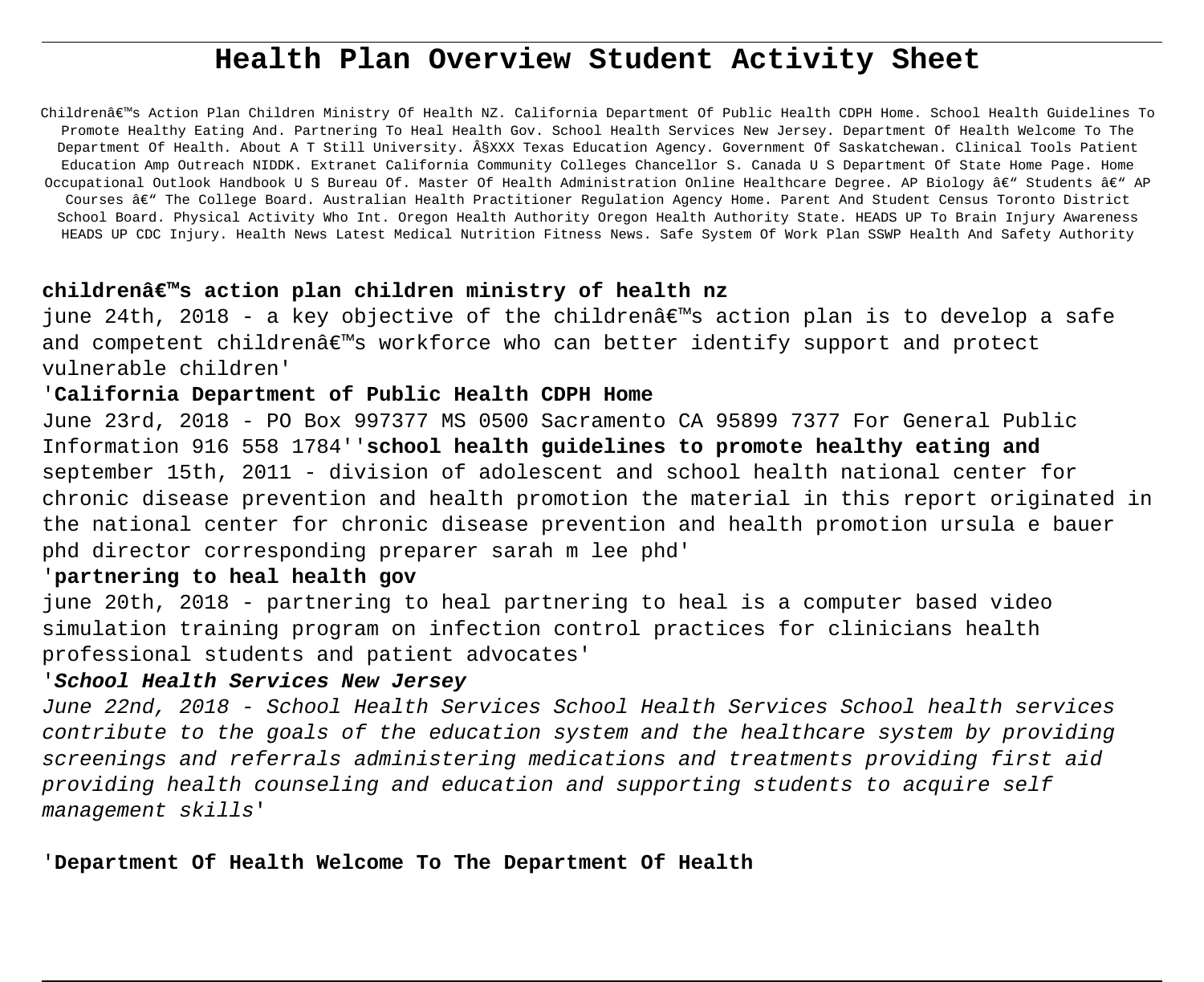# Health Plan Overview Student Activity Sheet

Childrenâ€™s Action Plan Children Ministry Of Health NZ. California Department Of Public Health CDPH Home. School Health Guidelines To Promote Healthy Eating And. Partnering To Heal Health Gov. School Health Services New Jersey. Department Of Health Welcome To The Department Of Health. About A T Still University. Â§XXX Texas Education Agency. Government Of Saskatchewan. Clinical Tools Patient Education Amp Outreach NIDDK. Extranet California Community Colleges Chancellor S. Canada U S Department Of State Home Page. Home Occupational Outlook Handbook U S Bureau Of. Master Of Health Administration Online Healthcare Degree. AP Biology â€" Students â€" AP Courses â€" The College Board. Australian Health Practitioner Regulation Agency Home. Parent And Student Census Toronto District School Board. Physical Activity Who Int. Oregon Health Authority Oregon Health Authority State. HEADS UP To Brain Injury Awareness HEADS UP CDC Injury. Health News Latest Medical Nutrition Fitness News. Safe System Of Work Plan SSWP Health And Safety Authority

### **childrenâ€™s action plan children ministry of health nz**

june 24th, 2018 - a key objective of the childrenâ€™s action plan is to develop a safe and competent childrenâ€™s workforce who can better identify support and protect vulnerable children'

### '**California Department of Public Health CDPH Home**

June 23rd, 2018 - PO Box 997377 MS 0500 Sacramento CA 95899 7377 For General Public Information 916 558 1784''**school health guidelines to promote healthy eating and**
september 15th, 2011 - division of adolescent and school health national center for chronic disease prevention and health promotion the material in this report originated in the national center for chronic disease prevention and health promotion ursula e bauer phd director corresponding preparer sarah m lee phd'

### '**partnering to heal health gov**

june 20th, 2018 - partnering to heal partnering to heal is a computer based video simulation training program on infection control practices for clinicians health professional students and patient advocates'

### '***School Health Services New Jersey***

*June 22nd, 2018 - School Health Services School Health Services School health services contribute to the goals of the education system and the healthcare system by providing screenings and referrals administering medications and treatments providing first aid providing health counseling and education and supporting students to acquire self management skills*'

'**Department Of Health Welcome To The Department Of Health**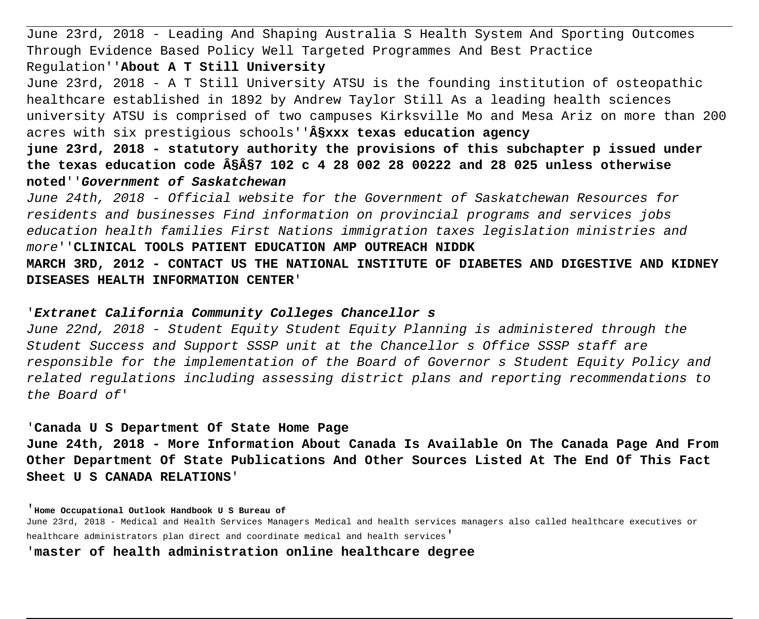June 23rd, 2018 - Leading And Shaping Australia S Health System And Sporting Outcomes Through Evidence Based Policy Well Targeted Programmes And Best Practice Regulation''**About A T Still University**

June 23rd, 2018 - A T Still University ATSU is the founding institution of osteopathic healthcare established in 1892 by Andrew Taylor Still As a leading health sciences university ATSU is comprised of two campuses Kirksville Mo and Mesa Ariz on more than 200 acres with six prestigious schools''**Â§xxx texas education agency**

**june 23rd, 2018 - statutory authority the provisions of this subchapter p issued under the texas education code Â§Â§7 102 c 4 28 002 28 00222 and 28 025 unless otherwise noted''*Government of Saskatchewan***

*June 24th, 2018 - Official website for the Government of Saskatchewan Resources for residents and businesses Find information on provincial programs and services jobs education health families First Nations immigration taxes legislation ministries and more''***CLINICAL TOOLS PATIENT EDUCATION AMP OUTREACH NIDDK**

**MARCH 3RD, 2012 - CONTACT US THE NATIONAL INSTITUTE OF DIABETES AND DIGESTIVE AND KIDNEY DISEASES HEALTH INFORMATION CENTER**'

'***Extranet California Community Colleges Chancellor s***

*June 22nd, 2018 - Student Equity Student Equity Planning is administered through the Student Success and Support SSSP unit at the Chancellor s Office SSSP staff are responsible for the implementation of the Board of Governor s Student Equity Policy and related regulations including assessing district plans and reporting recommendations to the Board of*'

'**Canada U S Department Of State Home Page**

**June 24th, 2018 - More Information About Canada Is Available On The Canada Page And From Other Department Of State Publications And Other Sources Listed At The End Of This Fact Sheet U S CANADA RELATIONS**'

'**Home Occupational Outlook Handbook U S Bureau of**

June 23rd, 2018 - Medical and Health Services Managers Medical and health services managers also called healthcare executives or healthcare administrators plan direct and coordinate medical and health services'

'**master of health administration online healthcare degree**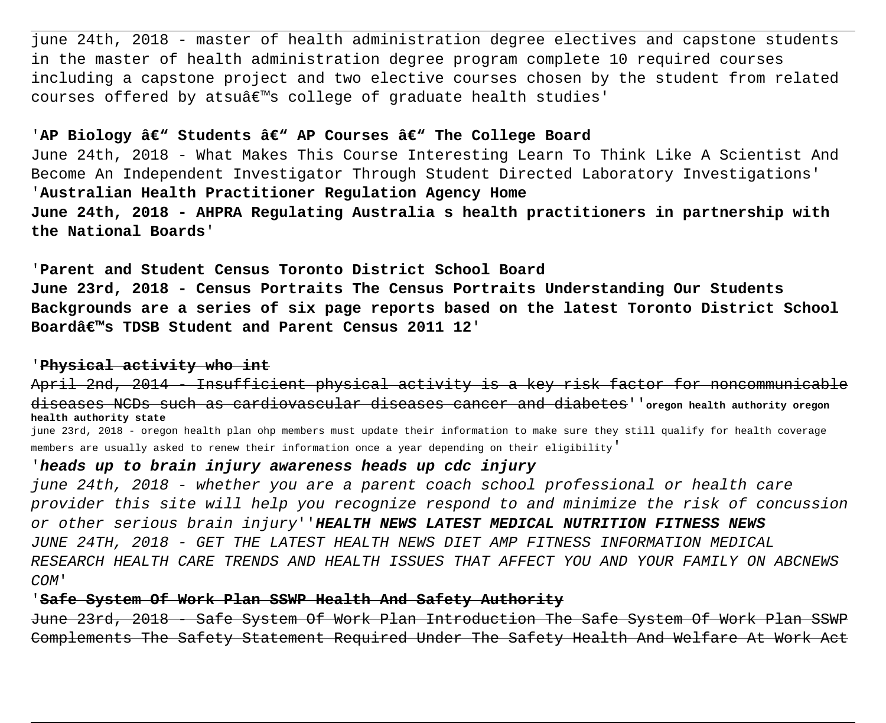june 24th, 2018 - master of health administration degree electives and capstone students in the master of health administration degree program complete 10 required courses including a capstone project and two elective courses chosen by the student from related courses offered by atsuâ€™s college of graduate health studies'

'**AP Biology â€" Students â€" AP Courses â€" The College Board**

June 24th, 2018 - What Makes This Course Interesting Learn To Think Like A Scientist And Become An Independent Investigator Through Student Directed Laboratory Investigations'

'**Australian Health Practitioner Regulation Agency Home**

**June 24th, 2018 - AHPRA Regulating Australia s health practitioners in partnership with the National Boards**'

'**Parent and Student Census Toronto District School Board**

**June 23rd, 2018 - Census Portraits The Census Portraits Understanding Our Students Backgrounds are a series of six page reports based on the latest Toronto District School Boardâ€™s TDSB Student and Parent Census 2011 12**'

'~~**Physical activity who int**~~

~~April 2nd, 2014 - Insufficient physical activity is a key risk factor for noncommunicable diseases NCDs such as cardiovascular diseases cancer and diabetes~~''**oregon health authority oregon health authority state**

june 23rd, 2018 - oregon health plan ohp members must update their information to make sure they still qualify for health coverage members are usually asked to renew their information once a year depending on their eligibility'

'***heads up to brain injury awareness heads up cdc injury***

*june 24th, 2018 - whether you are a parent coach school professional or health care provider this site will help you recognize respond to and minimize the risk of concussion or other serious brain injury*''***HEALTH NEWS LATEST MEDICAL NUTRITION FITNESS NEWS***

*JUNE 24TH, 2018 - GET THE LATEST HEALTH NEWS DIET AMP FITNESS INFORMATION MEDICAL RESEARCH HEALTH CARE TRENDS AND HEALTH ISSUES THAT AFFECT YOU AND YOUR FAMILY ON ABCNEWS COM*'

'~~**Safe System Of Work Plan SSWP Health And Safety Authority**~~

~~June 23rd, 2018 - Safe System Of Work Plan Introduction The Safe System Of Work Plan SSWP Complements The Safety Statement Required Under The Safety Health And Welfare At Work Act~~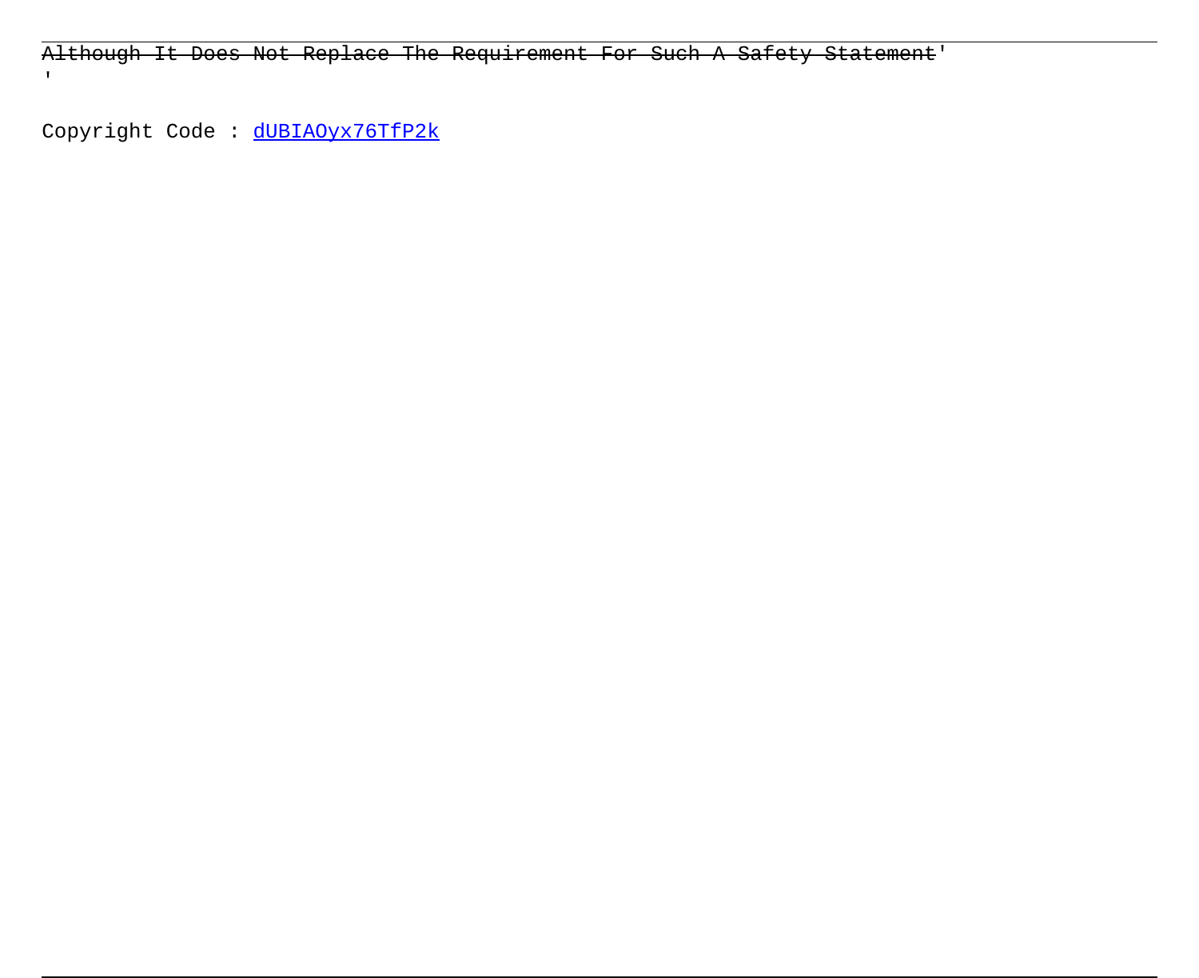~~Although It Does Not Replace The Requirement For Such A Safety Statement~~'
'

Copyright Code : [dUBIAOyx76TfP2k]